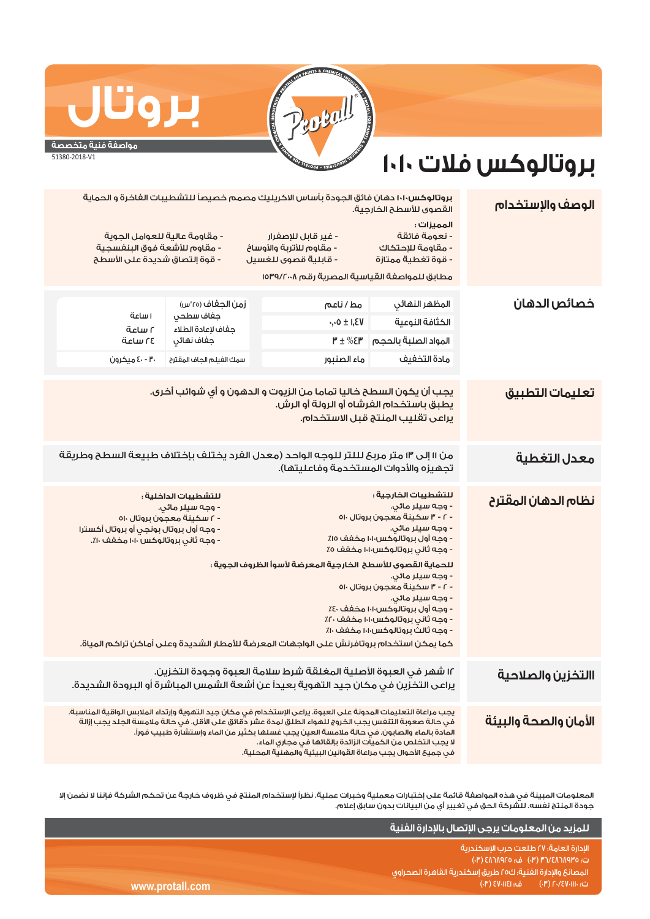# بروتال

**مواصفة فنية متخصصة**

51380-2018-V1

# بروتالوكس فلات ١٠١٠

## الوصف والإستخدام

**بروتالوكس١٠١٠** دهان فائق الجودة بأساس الاكريليك مصمم خصيصاً للتشطيبات الفاخرة و الحماية القصوى للأسطح الخارجية.

**المميزات :**

- نعومة فائقة
- مقاومة للإحتكاك
- قوة تغطية ممتازة
- غير قابل للإصفرار
- مقاوم للأتربة والأوساخ
- قابلية قصوى للغسيل
- مقاومة عالية للعوامل الجوية
- مقاومة للأشعة فوق البنفسجية
- قوة إلتصاق شديدة على الأسطح

مطابق للمواصفة القياسية المصرية رقم ١٥٣٩/٢٠٠٨

## خصائص الدهان

| المظهر النهائي | مط / ناعم |
|---|---|
| الكثافة النوعية | ١,٤٧ ± ٠,٠٥ |
| المواد الصلبة بالحجم | ٤٣٪ ± ٣ |
| مادة التخفيف | ماء الصنبور |

| زمن الجفاف (٢٥°س) | |
|---|---|
| جفاف سطحي | ١ ساعة |
| جفاف لإعادة الطلاء | ٢ ساعة |
| جفاف نهائي | ٢٤ ساعة |
| سمك الفيلم الجاف المقترح | ٣٠ - ٤٠ ميكرون |

## تعليمات التطبيق

يجب أن يكون السطح خاليا تماما من الزيوت و الدهون و أي شوائب أخرى.
يطبق باستخدام الفرشاه أو الرولة أو الرش.
يراعى تقليب المنتج قبل الاستخدام.

## معدل التغطية

من ١١ إلى ١٣ متر مربع للتر للوجه الواحد (معدل الفرد يختلف بإختلاف طبيعة السطح وطريقة تجهيزه والأدوات المستخدمة وفاعليتها).

## نظام الدهان المقترح

**للتشطيبات الخارجية :**

- وجه سيلر مائي.
- ٢ - ٣ سكينة معجون بروتال ٥١٠
- وجه سيلر مائي.
- وجه أول بروتالوكس١٠١٠ مخفف ١٥٪
- وجه ثاني بروتالوكس١٠١٠ مخفف ٥٪

**للتشطيبات الداخلية :**

- وجه سيلر مائي.
- ٢ سكينة معجون بروتال ٥١٠
- وجه أول بروتال بونجي أو بروتال أكسترا
- وجه ثاني بروتالوكس ١٠١٠ مخفف ١٠٪.

**للحماية القصوى للأسطح الخارجية المعرضة لأسوأ الظروف الجوية :**

- وجه سيلر مائي.
- ٢ - ٣ سكينة معجون بروتال ٥١٠
- وجه سيلر مائي.
- وجه أول بروتالوكس١٠١٠ مخفف ٤٠٪
- وجه ثاني بروتالوكس١٠١٠ مخفف ٢٠٪
- وجه ثالث بروتالوكس١٠١٠ مخفف ١٠٪

كما يمكن استخدام بروتافرنش على الواجهات المعرضة للأمطار الشديدة وعلى أماكن تراكم المياة.

## التخزين والصلاحية

١٢ شهر في العبوة الأصلية المغلقة شرط سلامة العبوة وجودة التخزين.
يراعى التخزين في مكان جيد التهوية بعيداً عن أشعة الشمس المباشرة أو البرودة الشديدة.

## الأمان والصحة والبيئة

يجب مراعاة التعليمات المدونة على العبوة. يراعى الإستخدام في مكان جيد التهوية وإرتداء الملابس الواقية المناسبة.
في حالة صعوبة التنفس يجب الخروج للهواء الطلق لمدة عشر دقائق على الأقل. في حالة ملامسة الجلد يجب إزالة المادة بالماء والصابون. في حالة ملامسة العين يجب غسلها بكثير من الماء وإستشارة طبيب فورا.
لا يجب التخلص من الكميات الزائدة بإلقائها في مجاري الماء.
في جميع الأحوال يجب مراعاة القوانين البيئية والمهنية المحلية.

المعلومات المبينة في هذه المواصفة قائمة على إختبارات معملية وخبرات عملية. نظراً لإستخدام المنتج في ظروف خارجة عن تحكم الشركة فإننا لا نضمن إلا جودة المنتج نفسه. للشركة الحق في تغيير أي من البيانات بدون سابق إعلام.

**للمزيد من المعلومات يرجى الإتصال بالإدارة الفنية**

الإدارة العامة: ٢٧ طلعت حرب الإسكندرية
ت: ٤٨٦٨٩٣٥/٣٦ (٠٣) ف: ٤٨٦٨٩٢٥ (٠٣)
المصانع والإدارة الفنية: ك٢٥ طريق إسكندرية القاهرة الصحراوي
ت: ٤٧٠١١١٠/٢٠ (٠٣) ف: ٤٧٠١١٤١ (٠٣)

www.protall.com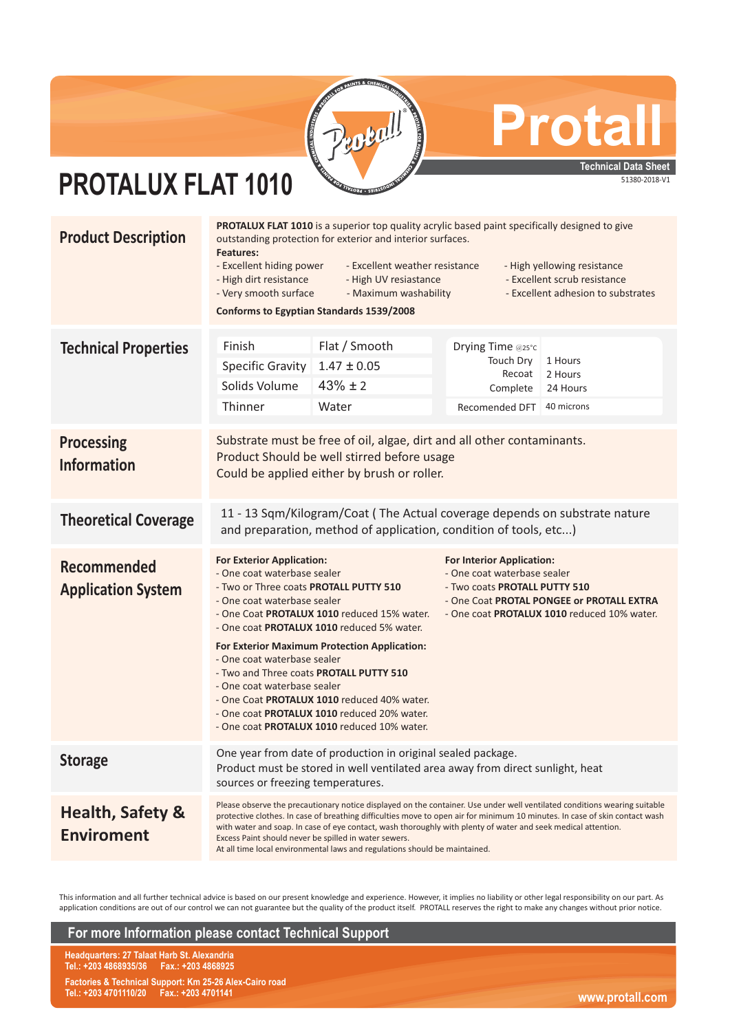# PROTALUX FLAT 1010

Protall

Technical Data Sheet

51380-2018-V1

## Product Description

**PROTALUX FLAT 1010** is a superior top quality acrylic based paint specifically designed to give outstanding protection for exterior and interior surfaces.

**Features:**

- Excellent hiding power
- Excellent weather resistance
- High yellowing resistance
- High dirt resistance
- High UV resiastance
- Excellent scrub resistance
- Very smooth surface
- Maximum washability
- Excellent adhesion to substrates

**Conforms to Egyptian Standards 1539/2008**

## Technical Properties

| | | | |
|---|---|---|---|
| Finish | Flat / Smooth | Drying Time @25°c | |
| Specific Gravity | 1.47 ± 0.05 | Touch Dry | 1 Hours |
| Solids Volume | 43% ± 2 | Recoat | 2 Hours |
| | | Complete | 24 Hours |
| Thinner | Water | Recomended DFT | 40 microns |

## Processing Information

Substrate must be free of oil, algae, dirt and all other contaminants.
Product Should be well stirred before usage
Could be applied either by brush or roller.

## Theoretical Coverage

11 - 13 Sqm/Kilogram/Coat ( The Actual coverage depends on substrate nature and preparation, method of application, condition of tools, etc...)

## Recommended Application System

**For Exterior Application:**

- One coat waterbase sealer
- Two or Three coats **PROTALL PUTTY 510**
- One coat waterbase sealer
- One Coat **PROTALUX 1010** reduced 15% water.
- One coat **PROTALUX 1010** reduced 5% water.

**For Exterior Maximum Protection Application:**

- One coat waterbase sealer
- Two and Three coats **PROTALL PUTTY 510**
- One coat waterbase sealer
- One Coat **PROTALUX 1010** reduced 40% water.
- One coat **PROTALUX 1010** reduced 20% water.
- One coat **PROTALUX 1010** reduced 10% water.

**For Interior Application:**

- One coat waterbase sealer
- Two coats **PROTALL PUTTY 510**
- One Coat **PROTAL PONGEE or PROTALL EXTRA**
- One coat **PROTALUX 1010** reduced 10% water.

## Storage

One year from date of production in original sealed package.
Product must be stored in well ventilated area away from direct sunlight, heat sources or freezing temperatures.

## Health, Safety & Enviroment

Please observe the precautionary notice displayed on the container. Use under well ventilated conditions wearing suitable protective clothes. In case of breathing difficulties move to open air for minimum 10 minutes. In case of skin contact wash with water and soap. In case of eye contact, wash thoroughly with plenty of water and seek medical attention.
Excess Paint should never be spilled in water sewers.
At all time local environmental laws and regulations should be maintained.

This information and all further technical advice is based on our present knowledge and experience. However, it implies no liability or other legal responsibility on our part. As application conditions are out of our control we can not guarantee but the quality of the product itself. PROTALL reserves the right to make any changes without prior notice.

**For more Information please contact Technical Support**

**Headquarters: 27 Talaat Harb St. Alexandria**
**Tel.: +203 4868935/36 Fax.: +203 4868925**

**Factories & Technical Support: Km 25-26 Alex-Cairo road**
**Tel.: +203 4701110/20 Fax.: +203 4701141**

**www.protall.com**